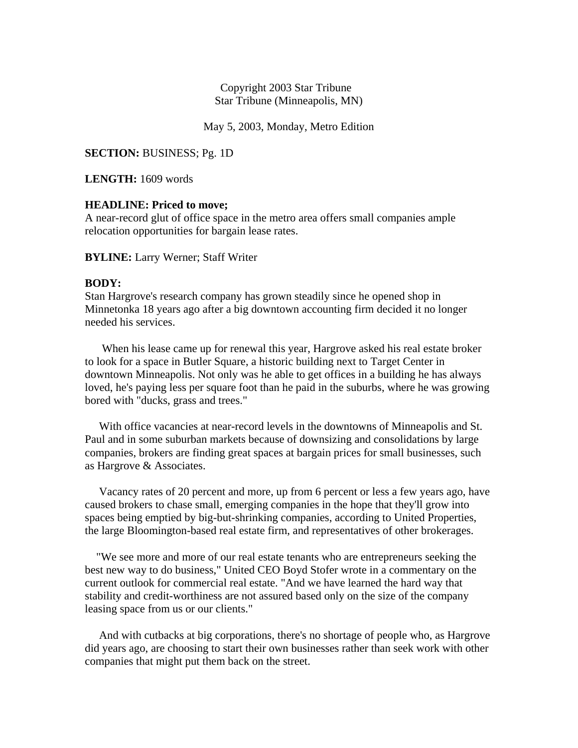Copyright 2003 Star Tribune
Star Tribune (Minneapolis, MN)

May 5, 2003, Monday, Metro Edition

**SECTION:** BUSINESS; Pg. 1D

**LENGTH:** 1609 words

**HEADLINE: Priced to move;**
A near-record glut of office space in the metro area offers small companies ample relocation opportunities for bargain lease rates.

**BYLINE:** Larry Werner; Staff Writer

**BODY:**
Stan Hargrove's research company has grown steadily since he opened shop in Minnetonka 18 years ago after a big downtown accounting firm decided it no longer needed his services.

When his lease came up for renewal this year, Hargrove asked his real estate broker to look for a space in Butler Square, a historic building next to Target Center in downtown Minneapolis. Not only was he able to get offices in a building he has always loved, he's paying less per square foot than he paid in the suburbs, where he was growing bored with "ducks, grass and trees."

With office vacancies at near-record levels in the downtowns of Minneapolis and St. Paul and in some suburban markets because of downsizing and consolidations by large companies, brokers are finding great spaces at bargain prices for small businesses, such as Hargrove & Associates.

Vacancy rates of 20 percent and more, up from 6 percent or less a few years ago, have caused brokers to chase small, emerging companies in the hope that they'll grow into spaces being emptied by big-but-shrinking companies, according to United Properties, the large Bloomington-based real estate firm, and representatives of other brokerages.

"We see more and more of our real estate tenants who are entrepreneurs seeking the best new way to do business," United CEO Boyd Stofer wrote in a commentary on the current outlook for commercial real estate. "And we have learned the hard way that stability and credit-worthiness are not assured based only on the size of the company leasing space from us or our clients."

And with cutbacks at big corporations, there's no shortage of people who, as Hargrove did years ago, are choosing to start their own businesses rather than seek work with other companies that might put them back on the street.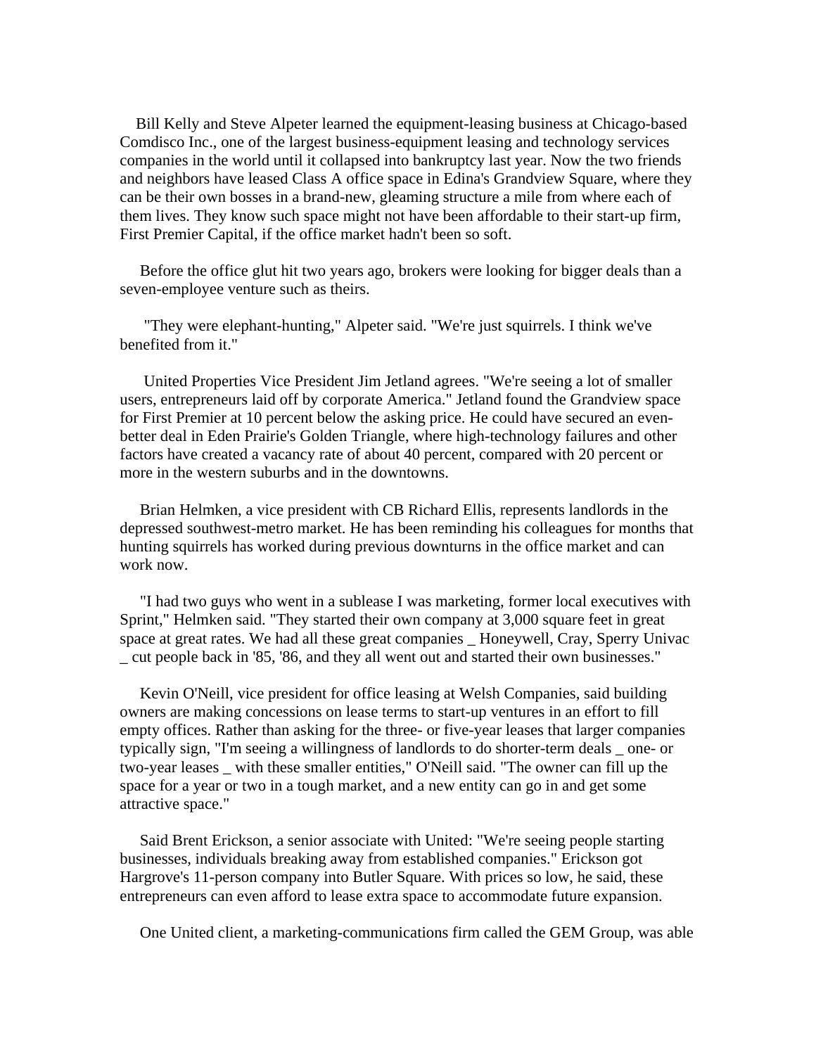Bill Kelly and Steve Alpeter learned the equipment-leasing business at Chicago-based Comdisco Inc., one of the largest business-equipment leasing and technology services companies in the world until it collapsed into bankruptcy last year. Now the two friends and neighbors have leased Class A office space in Edina's Grandview Square, where they can be their own bosses in a brand-new, gleaming structure a mile from where each of them lives. They know such space might not have been affordable to their start-up firm, First Premier Capital, if the office market hadn't been so soft.

Before the office glut hit two years ago, brokers were looking for bigger deals than a seven-employee venture such as theirs.

"They were elephant-hunting," Alpeter said. "We're just squirrels. I think we've benefited from it."

United Properties Vice President Jim Jetland agrees. "We're seeing a lot of smaller users, entrepreneurs laid off by corporate America." Jetland found the Grandview space for First Premier at 10 percent below the asking price. He could have secured an even-better deal in Eden Prairie's Golden Triangle, where high-technology failures and other factors have created a vacancy rate of about 40 percent, compared with 20 percent or more in the western suburbs and in the downtowns.

Brian Helmken, a vice president with CB Richard Ellis, represents landlords in the depressed southwest-metro market. He has been reminding his colleagues for months that hunting squirrels has worked during previous downturns in the office market and can work now.

"I had two guys who went in a sublease I was marketing, former local executives with Sprint," Helmken said. "They started their own company at 3,000 square feet in great space at great rates. We had all these great companies _ Honeywell, Cray, Sperry Univac _ cut people back in '85, '86, and they all went out and started their own businesses."

Kevin O'Neill, vice president for office leasing at Welsh Companies, said building owners are making concessions on lease terms to start-up ventures in an effort to fill empty offices. Rather than asking for the three- or five-year leases that larger companies typically sign, "I'm seeing a willingness of landlords to do shorter-term deals _ one- or two-year leases _ with these smaller entities," O'Neill said. "The owner can fill up the space for a year or two in a tough market, and a new entity can go in and get some attractive space."

Said Brent Erickson, a senior associate with United: "We're seeing people starting businesses, individuals breaking away from established companies." Erickson got Hargrove's 11-person company into Butler Square. With prices so low, he said, these entrepreneurs can even afford to lease extra space to accommodate future expansion.

One United client, a marketing-communications firm called the GEM Group, was able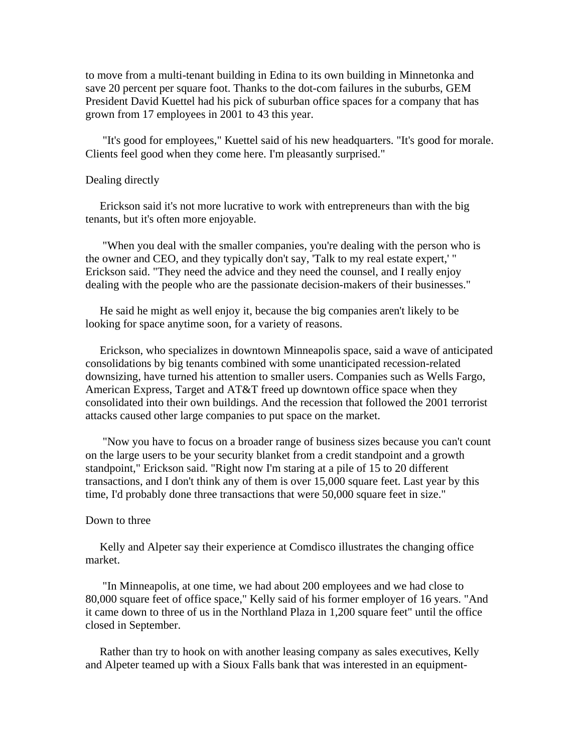to move from a multi-tenant building in Edina to its own building in Minnetonka and save 20 percent per square foot. Thanks to the dot-com failures in the suburbs, GEM President David Kuettel had his pick of suburban office spaces for a company that has grown from 17 employees in 2001 to 43 this year.

"It's good for employees," Kuettel said of his new headquarters. "It's good for morale. Clients feel good when they come here. I'm pleasantly surprised."

## Dealing directly

Erickson said it's not more lucrative to work with entrepreneurs than with the big tenants, but it's often more enjoyable.

"When you deal with the smaller companies, you're dealing with the person who is the owner and CEO, and they typically don't say, 'Talk to my real estate expert,' " Erickson said. "They need the advice and they need the counsel, and I really enjoy dealing with the people who are the passionate decision-makers of their businesses."

He said he might as well enjoy it, because the big companies aren't likely to be looking for space anytime soon, for a variety of reasons.

Erickson, who specializes in downtown Minneapolis space, said a wave of anticipated consolidations by big tenants combined with some unanticipated recession-related downsizing, have turned his attention to smaller users. Companies such as Wells Fargo, American Express, Target and AT&T freed up downtown office space when they consolidated into their own buildings. And the recession that followed the 2001 terrorist attacks caused other large companies to put space on the market.

"Now you have to focus on a broader range of business sizes because you can't count on the large users to be your security blanket from a credit standpoint and a growth standpoint," Erickson said. "Right now I'm staring at a pile of 15 to 20 different transactions, and I don't think any of them is over 15,000 square feet. Last year by this time, I'd probably done three transactions that were 50,000 square feet in size."

## Down to three

Kelly and Alpeter say their experience at Comdisco illustrates the changing office market.

"In Minneapolis, at one time, we had about 200 employees and we had close to 80,000 square feet of office space," Kelly said of his former employer of 16 years. "And it came down to three of us in the Northland Plaza in 1,200 square feet" until the office closed in September.

Rather than try to hook on with another leasing company as sales executives, Kelly and Alpeter teamed up with a Sioux Falls bank that was interested in an equipment-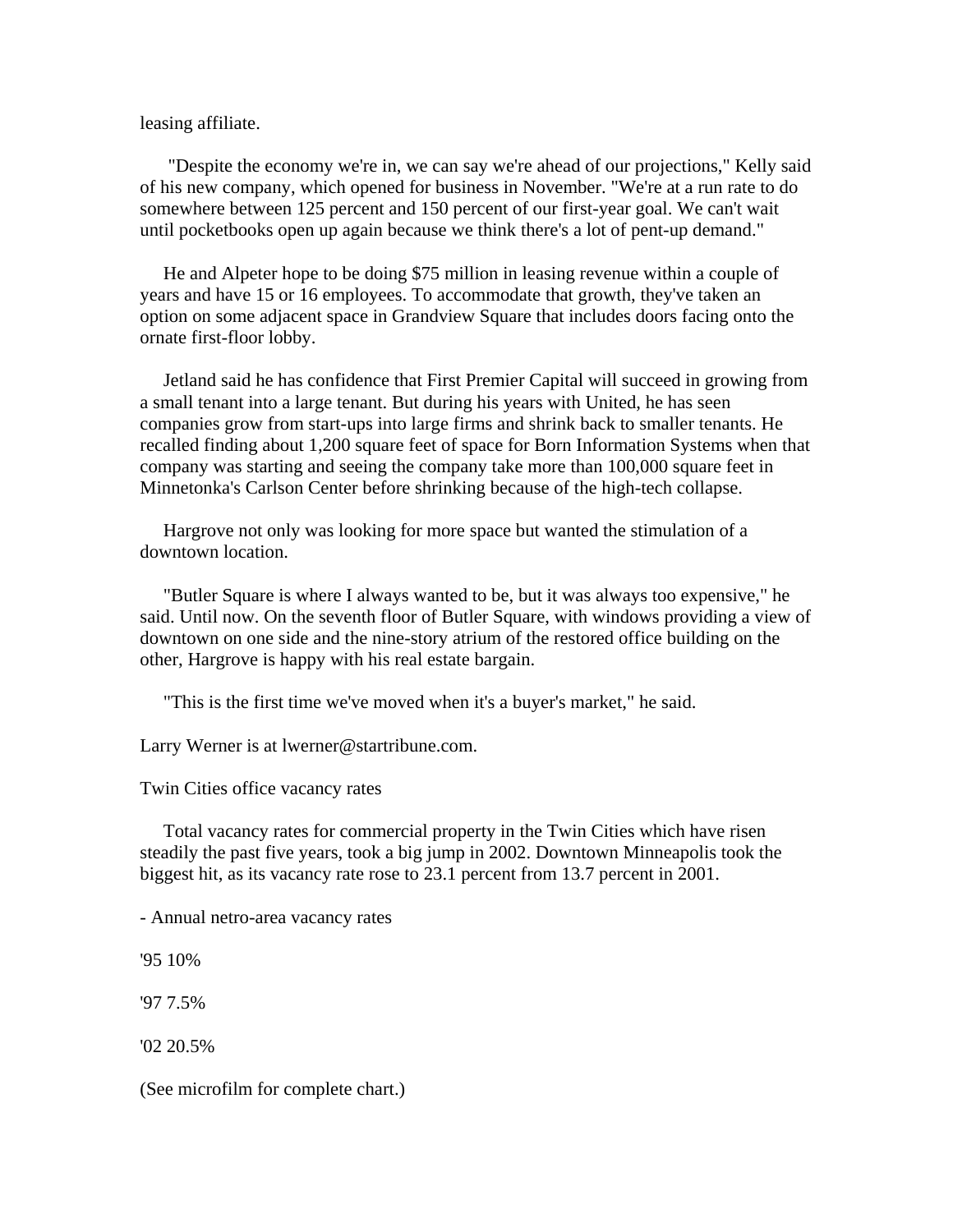leasing affiliate.

"Despite the economy we're in, we can say we're ahead of our projections," Kelly said of his new company, which opened for business in November. "We're at a run rate to do somewhere between 125 percent and 150 percent of our first-year goal. We can't wait until pocketbooks open up again because we think there's a lot of pent-up demand."

He and Alpeter hope to be doing $75 million in leasing revenue within a couple of years and have 15 or 16 employees. To accommodate that growth, they've taken an option on some adjacent space in Grandview Square that includes doors facing onto the ornate first-floor lobby.

Jetland said he has confidence that First Premier Capital will succeed in growing from a small tenant into a large tenant. But during his years with United, he has seen companies grow from start-ups into large firms and shrink back to smaller tenants. He recalled finding about 1,200 square feet of space for Born Information Systems when that company was starting and seeing the company take more than 100,000 square feet in Minnetonka's Carlson Center before shrinking because of the high-tech collapse.

Hargrove not only was looking for more space but wanted the stimulation of a downtown location.

"Butler Square is where I always wanted to be, but it was always too expensive," he said. Until now. On the seventh floor of Butler Square, with windows providing a view of downtown on one side and the nine-story atrium of the restored office building on the other, Hargrove is happy with his real estate bargain.

"This is the first time we've moved when it's a buyer's market," he said.

Larry Werner is at lwerner@startribune.com.

Twin Cities office vacancy rates

Total vacancy rates for commercial property in the Twin Cities which have risen steadily the past five years, took a big jump in 2002. Downtown Minneapolis took the biggest hit, as its vacancy rate rose to 23.1 percent from 13.7 percent in 2001.

- Annual netro-area vacancy rates

'95 10%

'97 7.5%

'02 20.5%

(See microfilm for complete chart.)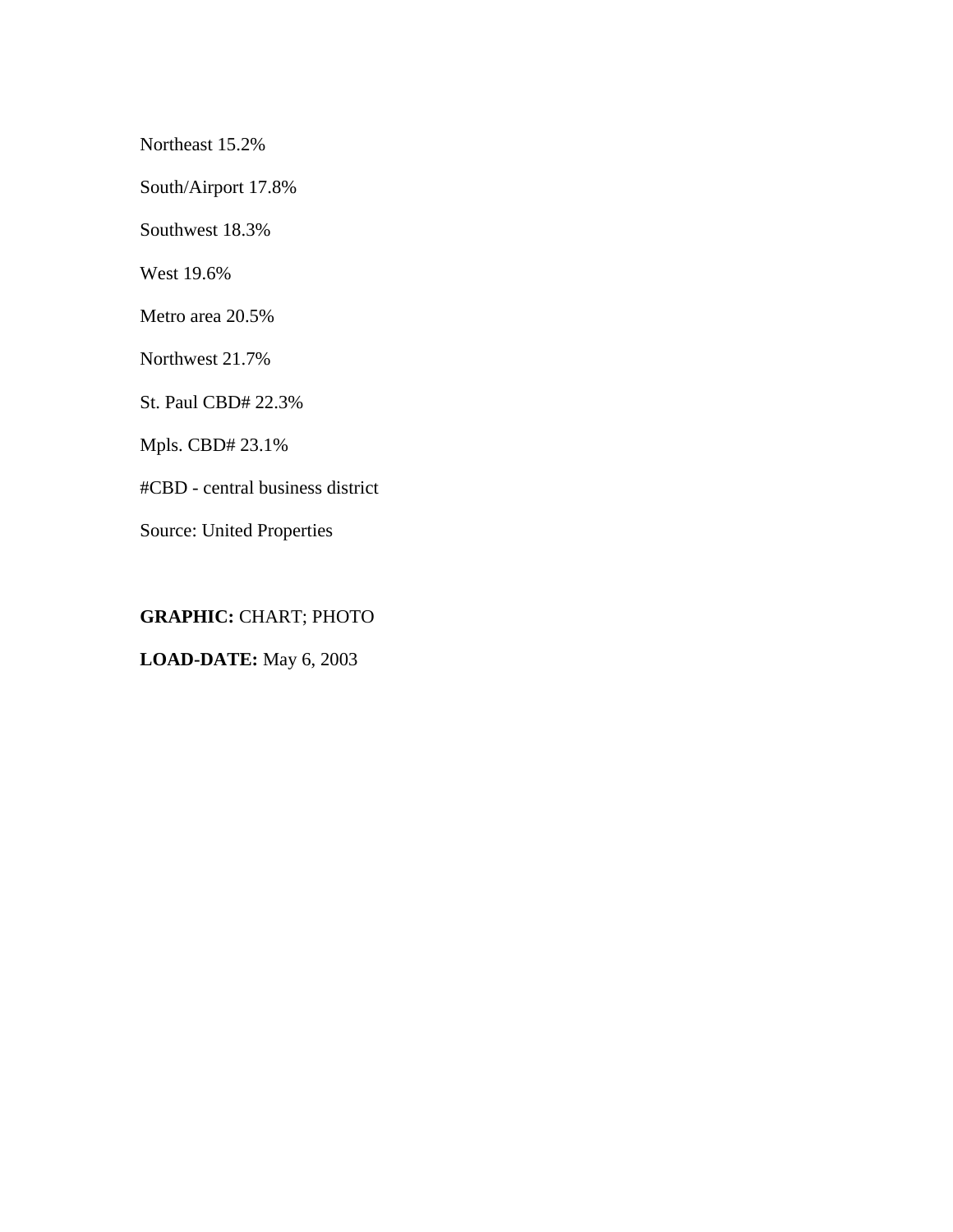Northeast 15.2%

South/Airport 17.8%

Southwest 18.3%

West 19.6%

Metro area 20.5%

Northwest 21.7%

St. Paul CBD# 22.3%

Mpls. CBD# 23.1%

#CBD - central business district

Source: United Properties

**GRAPHIC:** CHART; PHOTO

**LOAD-DATE:** May 6, 2003